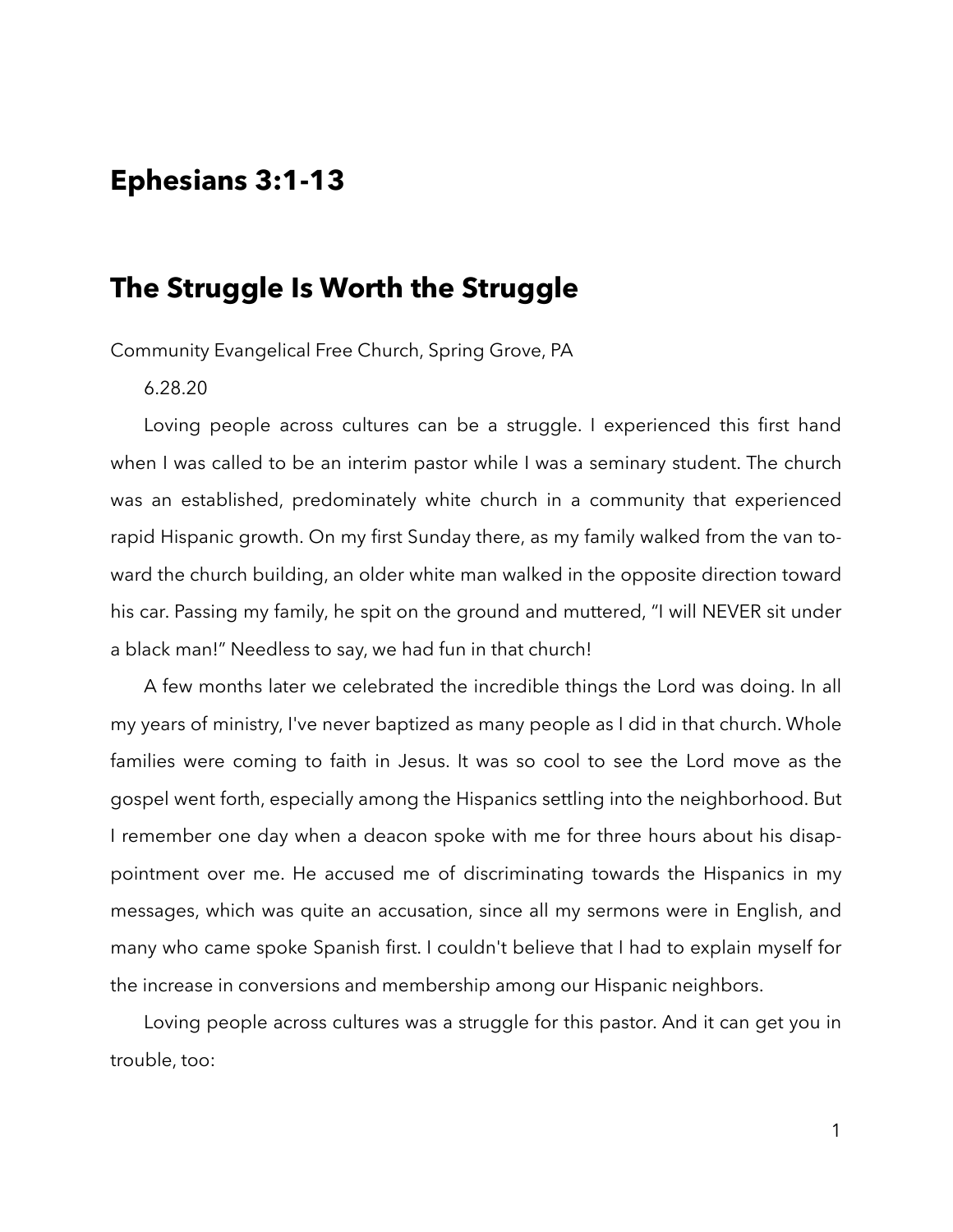## Ephesians 3:1-13

## The Struggle Is Worth the Struggle

Community Evangelical Free Church, Spring Grove, PA

6.28.20

Loving people across cultures can be a struggle. I experienced this first hand when I was called to be an interim pastor while I was a seminary student. The church was an established, predominately white church in a community that experienced rapid Hispanic growth. On my first Sunday there, as my family walked from the van toward the church building, an older white man walked in the opposite direction toward his car. Passing my family, he spit on the ground and muttered, "I will NEVER sit under a black man!" Needless to say, we had fun in that church!

A few months later we celebrated the incredible things the Lord was doing. In all my years of ministry, I've never baptized as many people as I did in that church. Whole families were coming to faith in Jesus. It was so cool to see the Lord move as the gospel went forth, especially among the Hispanics settling into the neighborhood. But I remember one day when a deacon spoke with me for three hours about his disappointment over me. He accused me of discriminating towards the Hispanics in my messages, which was quite an accusation, since all my sermons were in English, and many who came spoke Spanish first. I couldn't believe that I had to explain myself for the increase in conversions and membership among our Hispanic neighbors.

Loving people across cultures was a struggle for this pastor. And it can get you in trouble, too: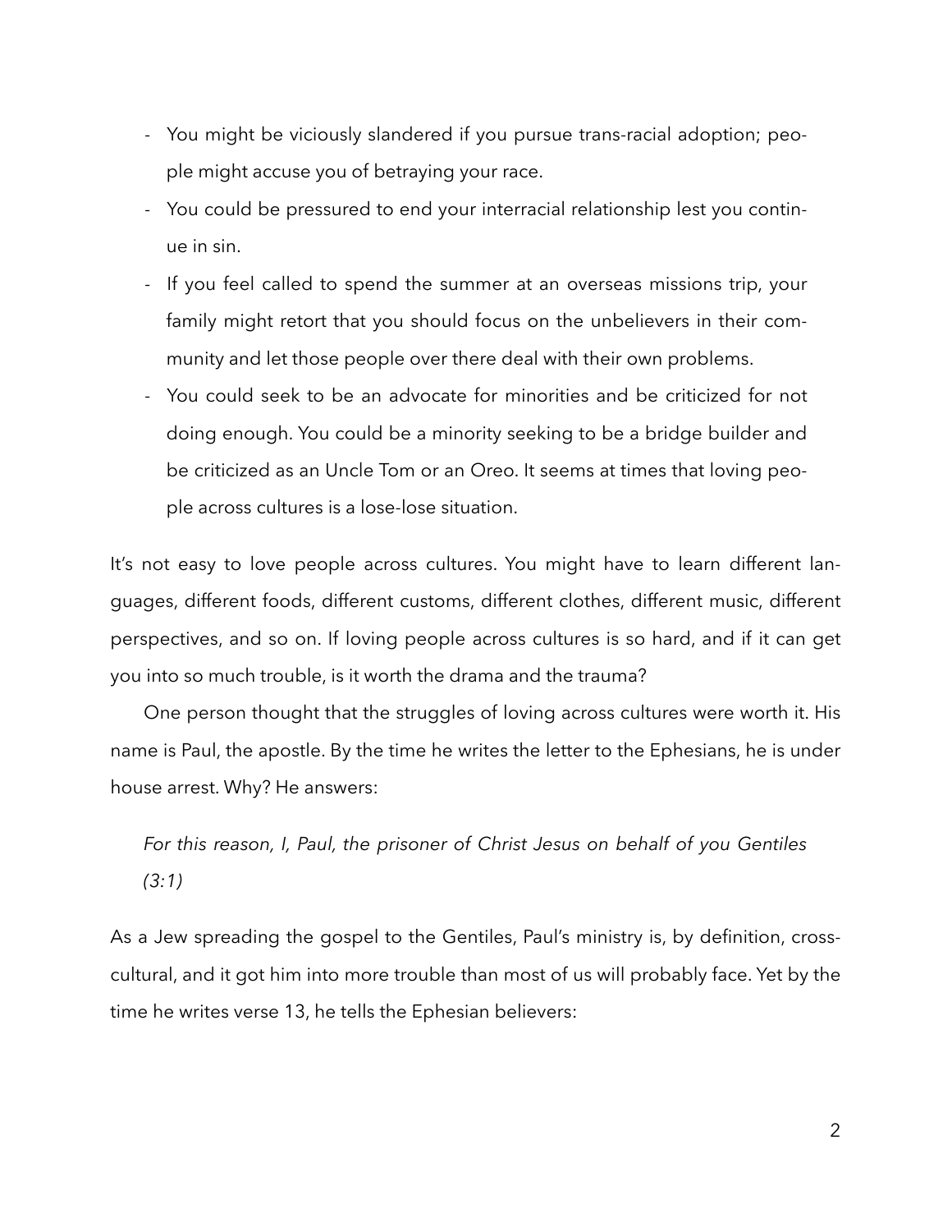- You might be viciously slandered if you pursue trans-racial adoption; people might accuse you of betraying your race.
- You could be pressured to end your interracial relationship lest you continue in sin.
- If you feel called to spend the summer at an overseas missions trip, your family might retort that you should focus on the unbelievers in their community and let those people over there deal with their own problems.
- You could seek to be an advocate for minorities and be criticized for not doing enough. You could be a minority seeking to be a bridge builder and be criticized as an Uncle Tom or an Oreo. It seems at times that loving people across cultures is a lose-lose situation.

It's not easy to love people across cultures. You might have to learn different languages, different foods, different customs, different clothes, different music, different perspectives, and so on. If loving people across cultures is so hard, and if it can get you into so much trouble, is it worth the drama and the trauma?

One person thought that the struggles of loving across cultures were worth it. His name is Paul, the apostle. By the time he writes the letter to the Ephesians, he is under house arrest. Why? He answers:

> *For this reason, I, Paul, the prisoner of Christ Jesus on behalf of you Gentiles (3:1)*

As a Jew spreading the gospel to the Gentiles, Paul's ministry is, by definition, cross-cultural, and it got him into more trouble than most of us will probably face. Yet by the time he writes verse 13, he tells the Ephesian believers: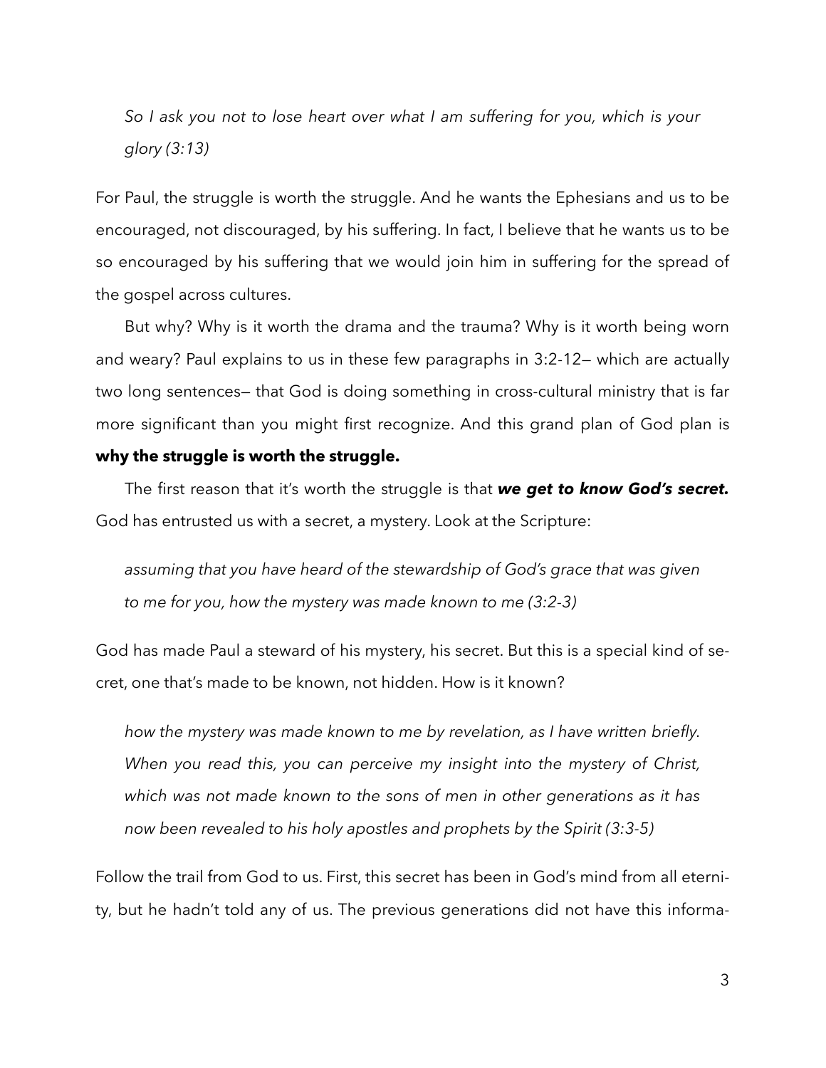*So I ask you not to lose heart over what I am suffering for you, which is your glory (3:13)*

For Paul, the struggle is worth the struggle. And he wants the Ephesians and us to be encouraged, not discouraged, by his suffering. In fact, I believe that he wants us to be so encouraged by his suffering that we would join him in suffering for the spread of the gospel across cultures.

But why? Why is it worth the drama and the trauma? Why is it worth being worn and weary? Paul explains to us in these few paragraphs in 3:2-12— which are actually two long sentences— that God is doing something in cross-cultural ministry that is far more significant than you might first recognize. And this grand plan of God plan is **why the struggle is worth the struggle.**

The first reason that it's worth the struggle is that ***we get to know God's secret.*** God has entrusted us with a secret, a mystery. Look at the Scripture:

*assuming that you have heard of the stewardship of God's grace that was given to me for you, how the mystery was made known to me (3:2-3)*

God has made Paul a steward of his mystery, his secret. But this is a special kind of secret, one that's made to be known, not hidden. How is it known?

*how the mystery was made known to me by revelation, as I have written briefly. When you read this, you can perceive my insight into the mystery of Christ, which was not made known to the sons of men in other generations as it has now been revealed to his holy apostles and prophets by the Spirit (3:3-5)*

Follow the trail from God to us. First, this secret has been in God's mind from all eternity, but he hadn't told any of us. The previous generations did not have this informa-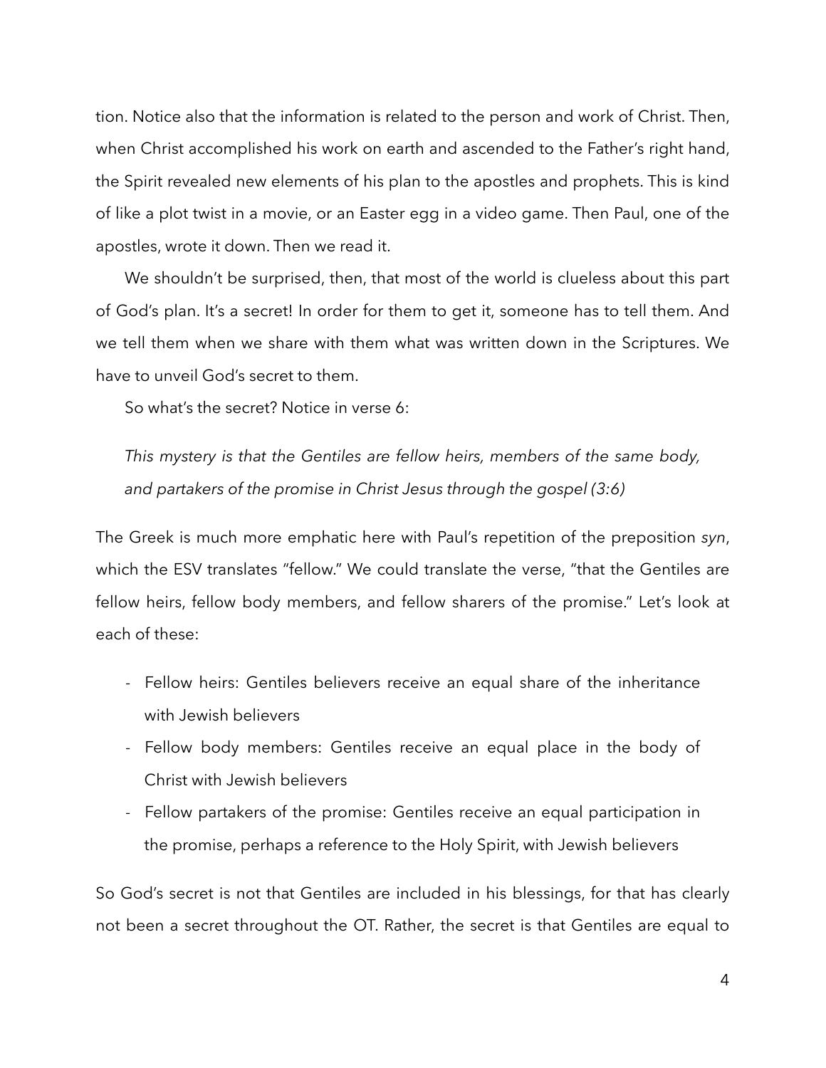tion. Notice also that the information is related to the person and work of Christ. Then, when Christ accomplished his work on earth and ascended to the Father's right hand, the Spirit revealed new elements of his plan to the apostles and prophets. This is kind of like a plot twist in a movie, or an Easter egg in a video game. Then Paul, one of the apostles, wrote it down. Then we read it.

We shouldn't be surprised, then, that most of the world is clueless about this part of God's plan. It's a secret! In order for them to get it, someone has to tell them. And we tell them when we share with them what was written down in the Scriptures. We have to unveil God's secret to them.

So what's the secret? Notice in verse 6:

> *This mystery is that the Gentiles are fellow heirs, members of the same body, and partakers of the promise in Christ Jesus through the gospel (3:6)*

The Greek is much more emphatic here with Paul's repetition of the preposition *syn*, which the ESV translates "fellow." We could translate the verse, "that the Gentiles are fellow heirs, fellow body members, and fellow sharers of the promise." Let's look at each of these:

- Fellow heirs: Gentiles believers receive an equal share of the inheritance with Jewish believers
- Fellow body members: Gentiles receive an equal place in the body of Christ with Jewish believers
- Fellow partakers of the promise: Gentiles receive an equal participation in the promise, perhaps a reference to the Holy Spirit, with Jewish believers

So God's secret is not that Gentiles are included in his blessings, for that has clearly not been a secret throughout the OT. Rather, the secret is that Gentiles are equal to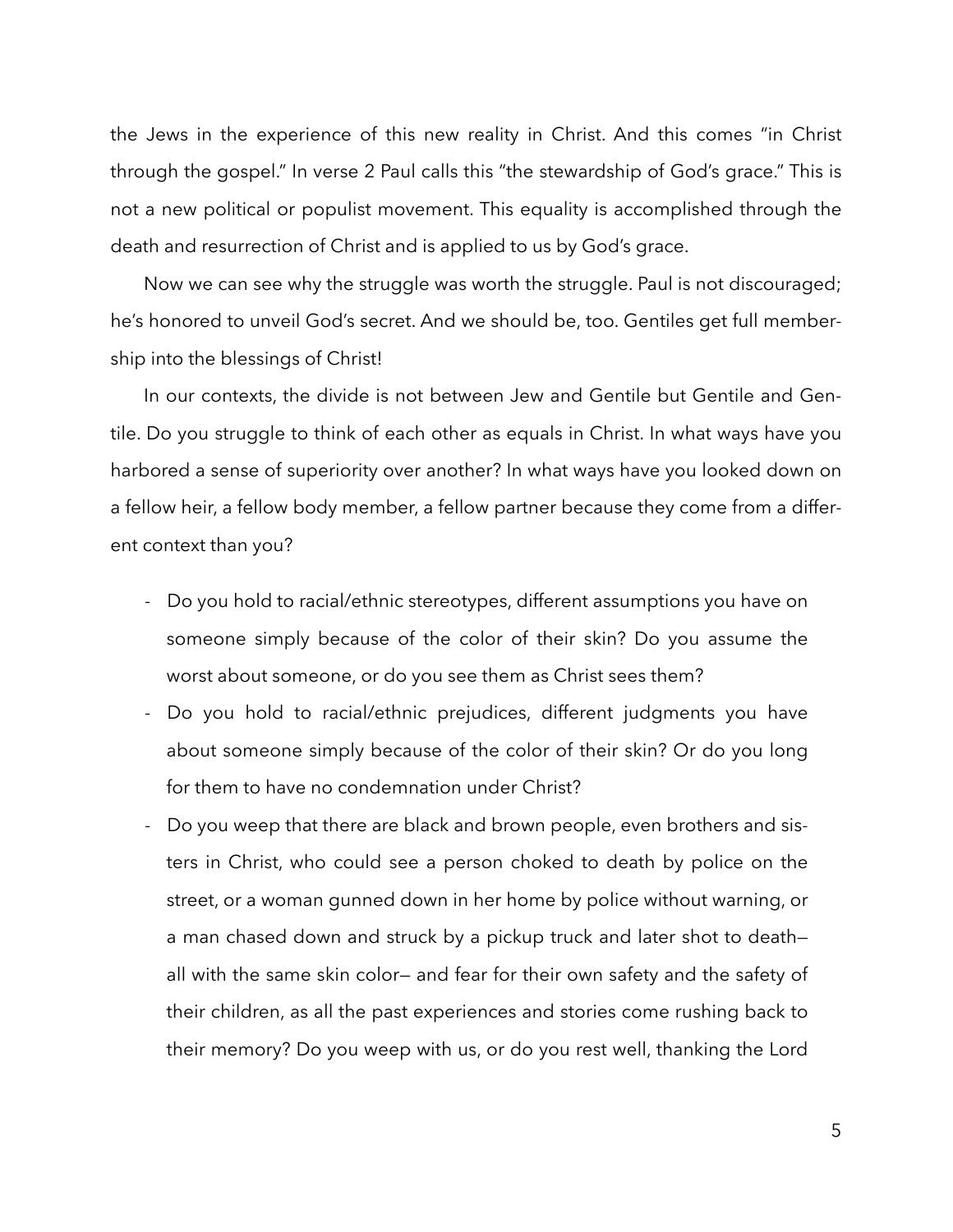the Jews in the experience of this new reality in Christ. And this comes "in Christ through the gospel." In verse 2 Paul calls this "the stewardship of God's grace." This is not a new political or populist movement. This equality is accomplished through the death and resurrection of Christ and is applied to us by God's grace.

Now we can see why the struggle was worth the struggle. Paul is not discouraged; he's honored to unveil God's secret. And we should be, too. Gentiles get full membership into the blessings of Christ!

In our contexts, the divide is not between Jew and Gentile but Gentile and Gentile. Do you struggle to think of each other as equals in Christ. In what ways have you harbored a sense of superiority over another? In what ways have you looked down on a fellow heir, a fellow body member, a fellow partner because they come from a different context than you?

- Do you hold to racial/ethnic stereotypes, different assumptions you have on someone simply because of the color of their skin? Do you assume the worst about someone, or do you see them as Christ sees them?
- Do you hold to racial/ethnic prejudices, different judgments you have about someone simply because of the color of their skin? Or do you long for them to have no condemnation under Christ?
- Do you weep that there are black and brown people, even brothers and sisters in Christ, who could see a person choked to death by police on the street, or a woman gunned down in her home by police without warning, or a man chased down and struck by a pickup truck and later shot to death— all with the same skin color— and fear for their own safety and the safety of their children, as all the past experiences and stories come rushing back to their memory? Do you weep with us, or do you rest well, thanking the Lord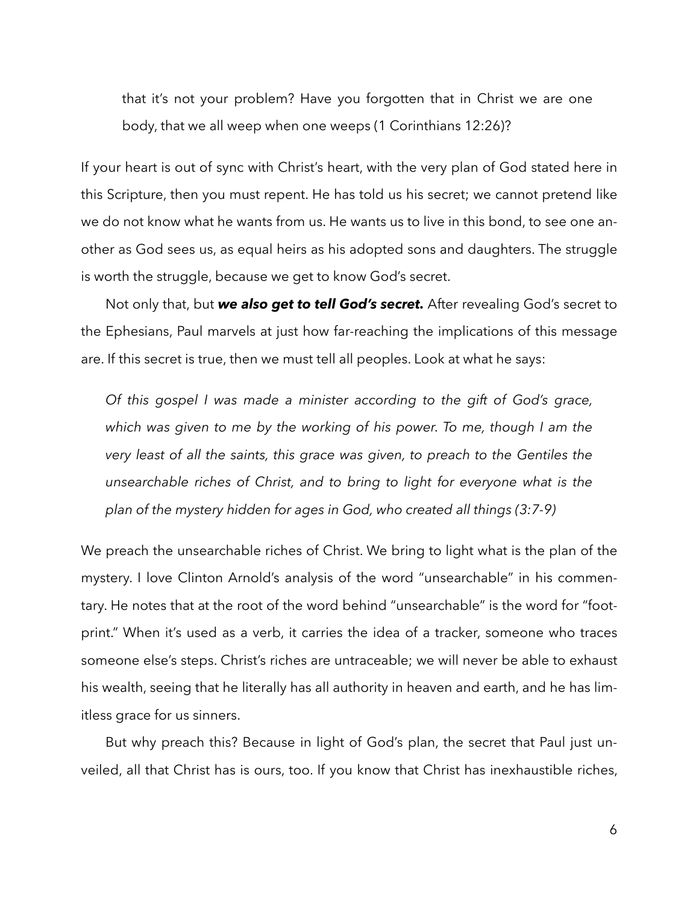> that it's not your problem? Have you forgotten that in Christ we are one body, that we all weep when one weeps (1 Corinthians 12:26)?

If your heart is out of sync with Christ's heart, with the very plan of God stated here in this Scripture, then you must repent. He has told us his secret; we cannot pretend like we do not know what he wants from us. He wants us to live in this bond, to see one another as God sees us, as equal heirs as his adopted sons and daughters. The struggle is worth the struggle, because we get to know God's secret.

Not only that, but ***we also get to tell God's secret.*** After revealing God's secret to the Ephesians, Paul marvels at just how far-reaching the implications of this message are. If this secret is true, then we must tell all peoples. Look at what he says:

> *Of this gospel I was made a minister according to the gift of God's grace, which was given to me by the working of his power. To me, though I am the very least of all the saints, this grace was given, to preach to the Gentiles the unsearchable riches of Christ, and to bring to light for everyone what is the plan of the mystery hidden for ages in God, who created all things (3:7-9)*

We preach the unsearchable riches of Christ. We bring to light what is the plan of the mystery. I love Clinton Arnold's analysis of the word "unsearchable" in his commentary. He notes that at the root of the word behind "unsearchable" is the word for "footprint." When it's used as a verb, it carries the idea of a tracker, someone who traces someone else's steps. Christ's riches are untraceable; we will never be able to exhaust his wealth, seeing that he literally has all authority in heaven and earth, and he has limitless grace for us sinners.

But why preach this? Because in light of God's plan, the secret that Paul just unveiled, all that Christ has is ours, too. If you know that Christ has inexhaustible riches,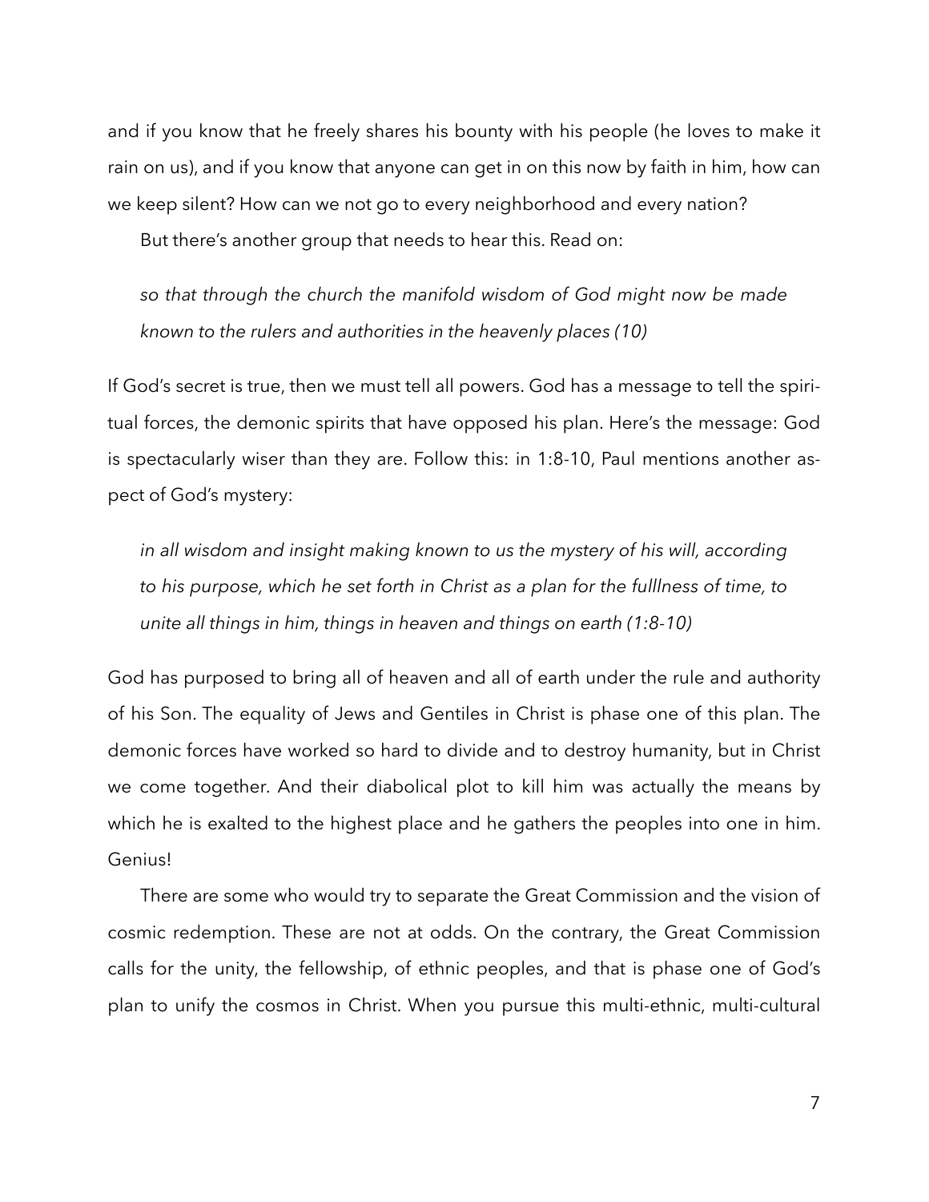and if you know that he freely shares his bounty with his people (he loves to make it rain on us), and if you know that anyone can get in on this now by faith in him, how can we keep silent? How can we not go to every neighborhood and every nation?

But there's another group that needs to hear this. Read on:

> *so that through the church the manifold wisdom of God might now be made known to the rulers and authorities in the heavenly places (10)*

If God's secret is true, then we must tell all powers. God has a message to tell the spiritual forces, the demonic spirits that have opposed his plan. Here's the message: God is spectacularly wiser than they are. Follow this: in 1:8-10, Paul mentions another aspect of God's mystery:

> *in all wisdom and insight making known to us the mystery of his will, according to his purpose, which he set forth in Christ as a plan for the fulllness of time, to unite all things in him, things in heaven and things on earth (1:8-10)*

God has purposed to bring all of heaven and all of earth under the rule and authority of his Son. The equality of Jews and Gentiles in Christ is phase one of this plan. The demonic forces have worked so hard to divide and to destroy humanity, but in Christ we come together. And their diabolical plot to kill him was actually the means by which he is exalted to the highest place and he gathers the peoples into one in him. Genius!

There are some who would try to separate the Great Commission and the vision of cosmic redemption. These are not at odds. On the contrary, the Great Commission calls for the unity, the fellowship, of ethnic peoples, and that is phase one of God's plan to unify the cosmos in Christ. When you pursue this multi-ethnic, multi-cultural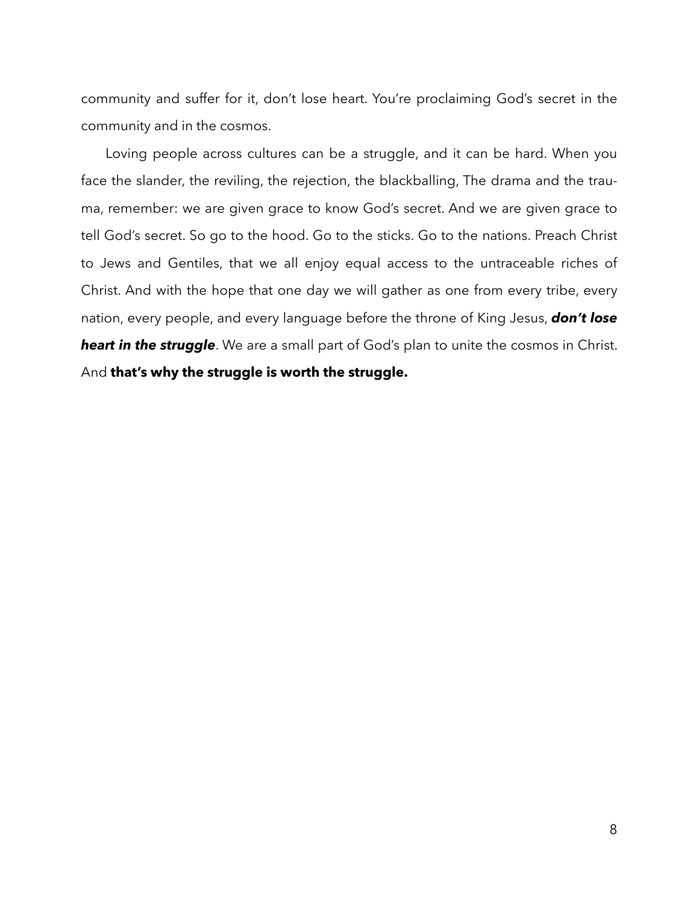community and suffer for it, don't lose heart. You're proclaiming God's secret in the community and in the cosmos.

Loving people across cultures can be a struggle, and it can be hard. When you face the slander, the reviling, the rejection, the blackballing, The drama and the trauma, remember: we are given grace to know God's secret. And we are given grace to tell God's secret. So go to the hood. Go to the sticks. Go to the nations. Preach Christ to Jews and Gentiles, that we all enjoy equal access to the untraceable riches of Christ. And with the hope that one day we will gather as one from every tribe, every nation, every people, and every language before the throne of King Jesus, ***don't lose heart in the struggle***. We are a small part of God's plan to unite the cosmos in Christ. And **that's why the struggle is worth the struggle.**